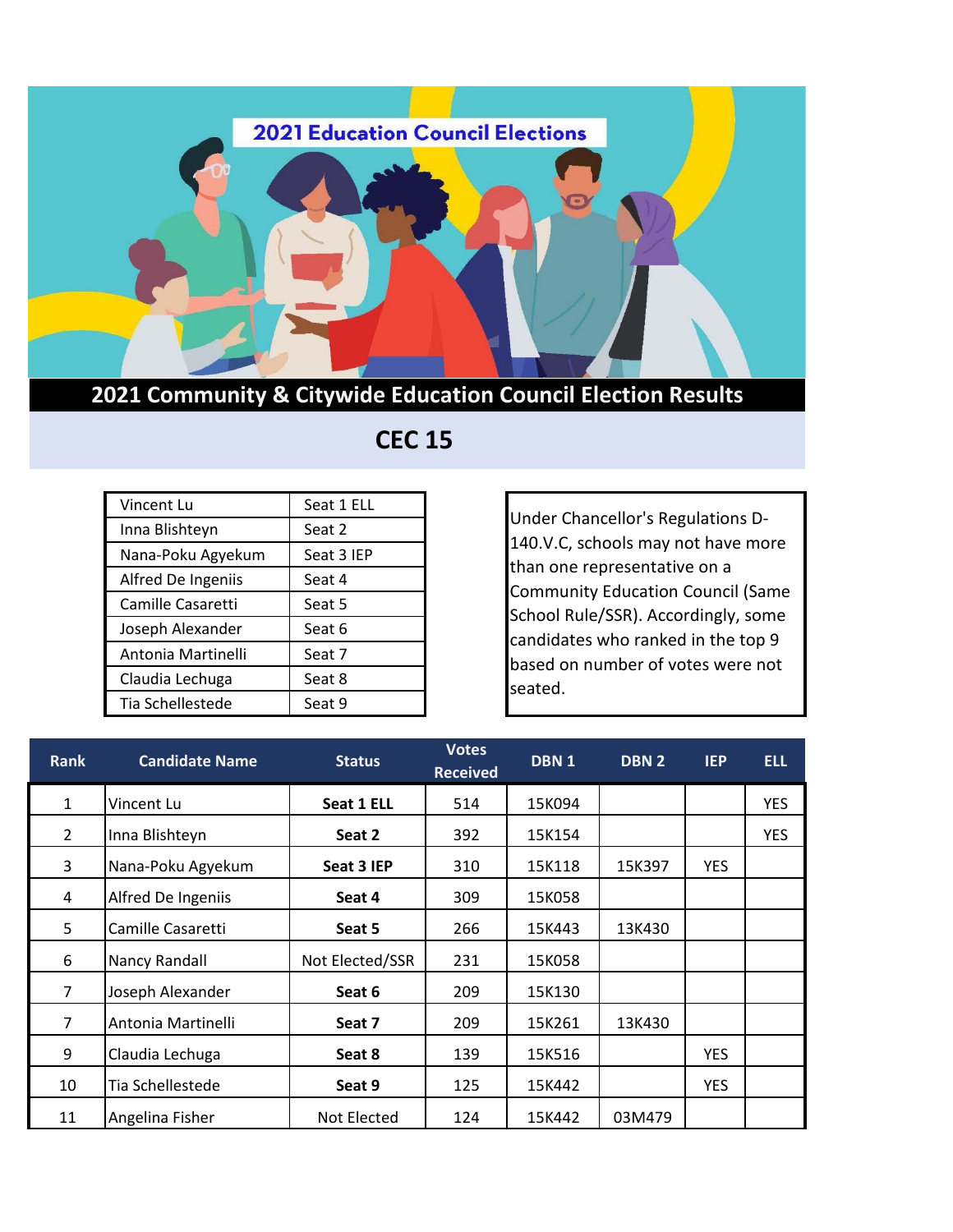2021 Education Council Elections

# 2021 Community & Citywide Education Council Election Results

## CEC 15

| | |
|---|---|
| Vincent Lu | Seat 1 ELL |
| Inna Blishteyn | Seat 2 |
| Nana-Poku Agyekum | Seat 3 IEP |
| Alfred De Ingeniis | Seat 4 |
| Camille Casaretti | Seat 5 |
| Joseph Alexander | Seat 6 |
| Antonia Martinelli | Seat 7 |
| Claudia Lechuga | Seat 8 |
| Tia Schellestede | Seat 9 |

Under Chancellor's Regulations D-140.V.C, schools may not have more than one representative on a Community Education Council (Same School Rule/SSR). Accordingly, some candidates who ranked in the top 9 based on number of votes were not seated.

| Rank | Candidate Name | Status | Votes Received | DBN 1 | DBN 2 | IEP | ELL |
|---|---|---|---|---|---|---|---|
| 1 | Vincent Lu | **Seat 1 ELL** | 514 | 15K094 | | | YES |
| 2 | Inna Blishteyn | **Seat 2** | 392 | 15K154 | | | YES |
| 3 | Nana-Poku Agyekum | **Seat 3 IEP** | 310 | 15K118 | 15K397 | YES | |
| 4 | Alfred De Ingeniis | **Seat 4** | 309 | 15K058 | | | |
| 5 | Camille Casaretti | **Seat 5** | 266 | 15K443 | 13K430 | | |
| 6 | Nancy Randall | Not Elected/SSR | 231 | 15K058 | | | |
| 7 | Joseph Alexander | **Seat 6** | 209 | 15K130 | | | |
| 7 | Antonia Martinelli | **Seat 7** | 209 | 15K261 | 13K430 | | |
| 9 | Claudia Lechuga | **Seat 8** | 139 | 15K516 | | YES | |
| 10 | Tia Schellestede | **Seat 9** | 125 | 15K442 | | YES | |
| 11 | Angelina Fisher | Not Elected | 124 | 15K442 | 03M479 | | |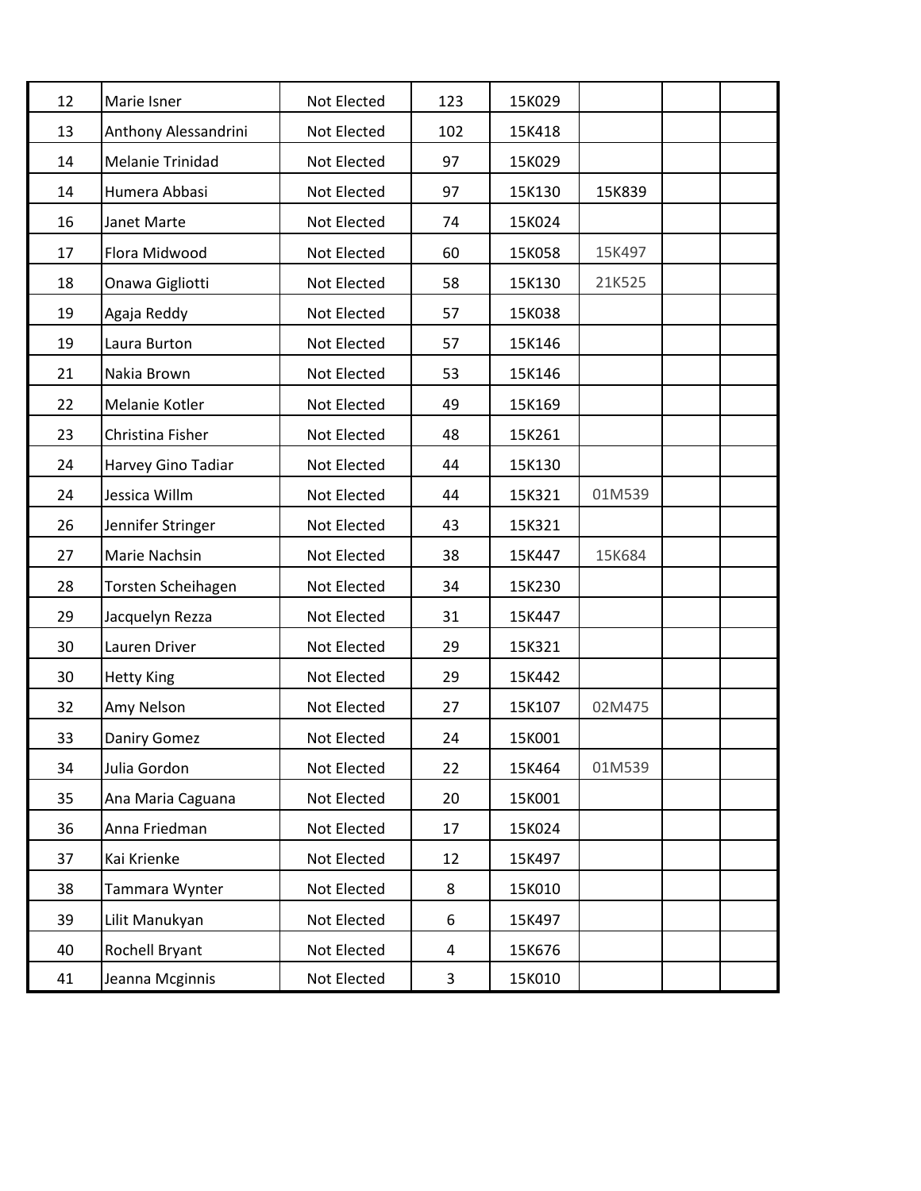| | | | | | | | |
|---|---|---|---|---|---|---|---|
| 12 | Marie Isner | Not Elected | 123 | 15K029 | | | |
| 13 | Anthony Alessandrini | Not Elected | 102 | 15K418 | | | |
| 14 | Melanie Trinidad | Not Elected | 97 | 15K029 | | | |
| 14 | Humera Abbasi | Not Elected | 97 | 15K130 | 15K839 | | |
| 16 | Janet Marte | Not Elected | 74 | 15K024 | | | |
| 17 | Flora Midwood | Not Elected | 60 | 15K058 | 15K497 | | |
| 18 | Onawa Gigliotti | Not Elected | 58 | 15K130 | 21K525 | | |
| 19 | Agaja Reddy | Not Elected | 57 | 15K038 | | | |
| 19 | Laura Burton | Not Elected | 57 | 15K146 | | | |
| 21 | Nakia Brown | Not Elected | 53 | 15K146 | | | |
| 22 | Melanie Kotler | Not Elected | 49 | 15K169 | | | |
| 23 | Christina Fisher | Not Elected | 48 | 15K261 | | | |
| 24 | Harvey Gino Tadiar | Not Elected | 44 | 15K130 | | | |
| 24 | Jessica Willm | Not Elected | 44 | 15K321 | 01M539 | | |
| 26 | Jennifer Stringer | Not Elected | 43 | 15K321 | | | |
| 27 | Marie Nachsin | Not Elected | 38 | 15K447 | 15K684 | | |
| 28 | Torsten Scheihagen | Not Elected | 34 | 15K230 | | | |
| 29 | Jacquelyn Rezza | Not Elected | 31 | 15K447 | | | |
| 30 | Lauren Driver | Not Elected | 29 | 15K321 | | | |
| 30 | Hetty King | Not Elected | 29 | 15K442 | | | |
| 32 | Amy Nelson | Not Elected | 27 | 15K107 | 02M475 | | |
| 33 | Daniry Gomez | Not Elected | 24 | 15K001 | | | |
| 34 | Julia Gordon | Not Elected | 22 | 15K464 | 01M539 | | |
| 35 | Ana Maria Caguana | Not Elected | 20 | 15K001 | | | |
| 36 | Anna Friedman | Not Elected | 17 | 15K024 | | | |
| 37 | Kai Krienke | Not Elected | 12 | 15K497 | | | |
| 38 | Tammara Wynter | Not Elected | 8 | 15K010 | | | |
| 39 | Lilit Manukyan | Not Elected | 6 | 15K497 | | | |
| 40 | Rochell Bryant | Not Elected | 4 | 15K676 | | | |
| 41 | Jeanna Mcginnis | Not Elected | 3 | 15K010 | | | |